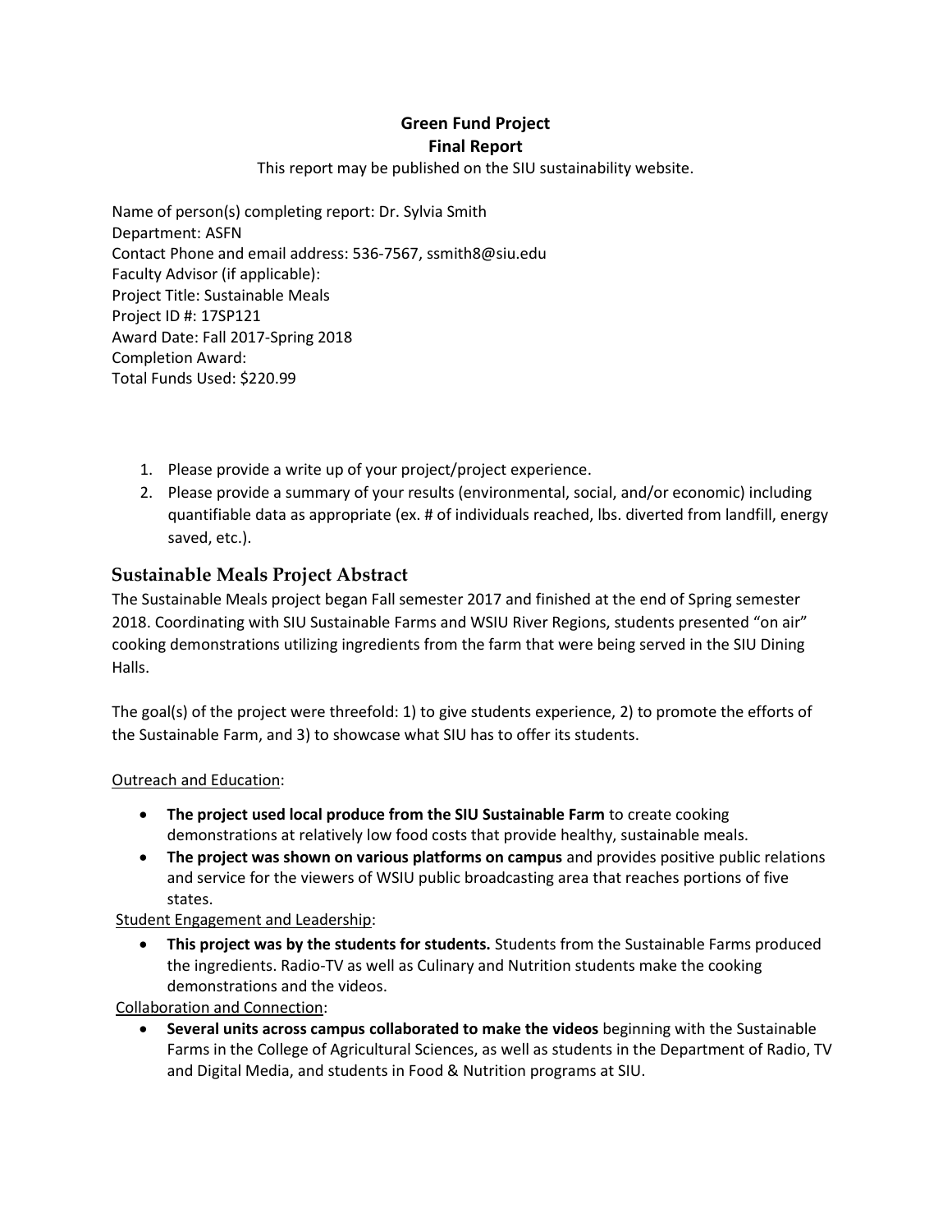**Green Fund Project**
**Final Report**

This report may be published on the SIU sustainability website.

Name of person(s) completing report: Dr. Sylvia Smith
Department: ASFN
Contact Phone and email address: 536-7567, ssmith8@siu.edu
Faculty Advisor (if applicable):
Project Title: Sustainable Meals
Project ID #: 17SP121
Award Date: Fall 2017-Spring 2018
Completion Award:
Total Funds Used: $220.99

1. Please provide a write up of your project/project experience.
2. Please provide a summary of your results (environmental, social, and/or economic) including quantifiable data as appropriate (ex. # of individuals reached, lbs. diverted from landfill, energy saved, etc.).

## Sustainable Meals Project Abstract

The Sustainable Meals project began Fall semester 2017 and finished at the end of Spring semester 2018. Coordinating with SIU Sustainable Farms and WSIU River Regions, students presented "on air" cooking demonstrations utilizing ingredients from the farm that were being served in the SIU Dining Halls.

The goal(s) of the project were threefold: 1) to give students experience, 2) to promote the efforts of the Sustainable Farm, and 3) to showcase what SIU has to offer its students.

<u>Outreach and Education</u>:

- **The project used local produce from the SIU Sustainable Farm** to create cooking demonstrations at relatively low food costs that provide healthy, sustainable meals.
- **The project was shown on various platforms on campus** and provides positive public relations and service for the viewers of WSIU public broadcasting area that reaches portions of five states.

<u>Student Engagement and Leadership</u>:

- **This project was by the students for students.** Students from the Sustainable Farms produced the ingredients. Radio-TV as well as Culinary and Nutrition students make the cooking demonstrations and the videos.

<u>Collaboration and Connection</u>:

- **Several units across campus collaborated to make the videos** beginning with the Sustainable Farms in the College of Agricultural Sciences, as well as students in the Department of Radio, TV and Digital Media, and students in Food & Nutrition programs at SIU.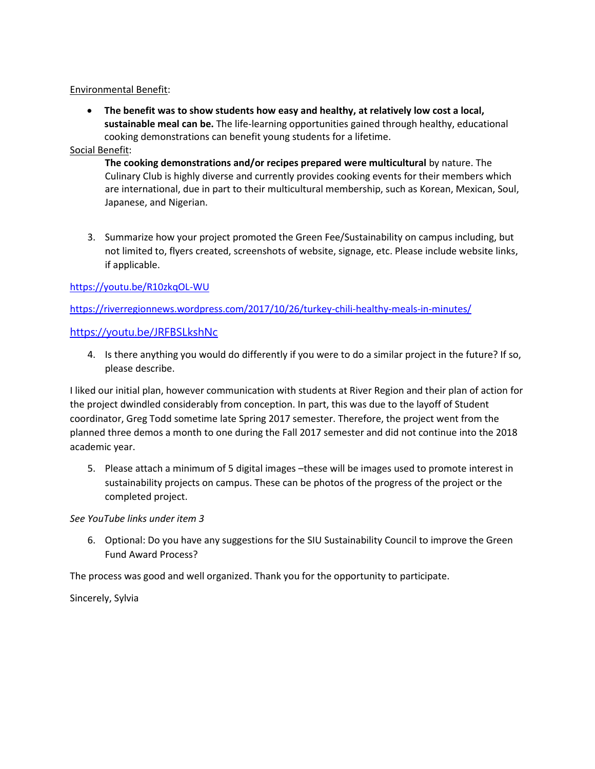Environmental Benefit:

- **The benefit was to show students how easy and healthy, at relatively low cost a local, sustainable meal can be.** The life-learning opportunities gained through healthy, educational cooking demonstrations can benefit young students for a lifetime.

Social Benefit:

**The cooking demonstrations and/or recipes prepared were multicultural** by nature. The Culinary Club is highly diverse and currently provides cooking events for their members which are international, due in part to their multicultural membership, such as Korean, Mexican, Soul, Japanese, and Nigerian.

3. Summarize how your project promoted the Green Fee/Sustainability on campus including, but not limited to, flyers created, screenshots of website, signage, etc. Please include website links, if applicable.

https://youtu.be/R10zkqOL-WU

https://riverregionnews.wordpress.com/2017/10/26/turkey-chili-healthy-meals-in-minutes/

https://youtu.be/JRFBSLkshNc

4. Is there anything you would do differently if you were to do a similar project in the future? If so, please describe.

I liked our initial plan, however communication with students at River Region and their plan of action for the project dwindled considerably from conception. In part, this was due to the layoff of Student coordinator, Greg Todd sometime late Spring 2017 semester. Therefore, the project went from the planned three demos a month to one during the Fall 2017 semester and did not continue into the 2018 academic year.

5. Please attach a minimum of 5 digital images –these will be images used to promote interest in sustainability projects on campus. These can be photos of the progress of the project or the completed project.

*See YouTube links under item 3*

6. Optional: Do you have any suggestions for the SIU Sustainability Council to improve the Green Fund Award Process?

The process was good and well organized. Thank you for the opportunity to participate.

Sincerely, Sylvia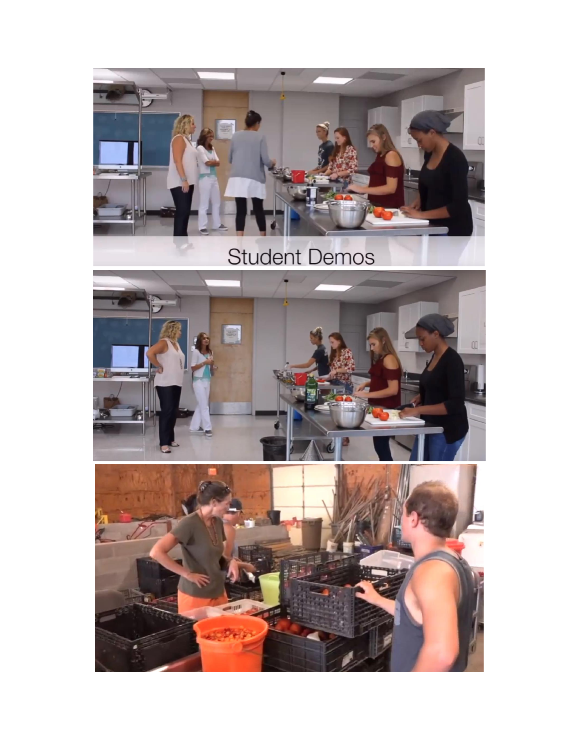Student Demos